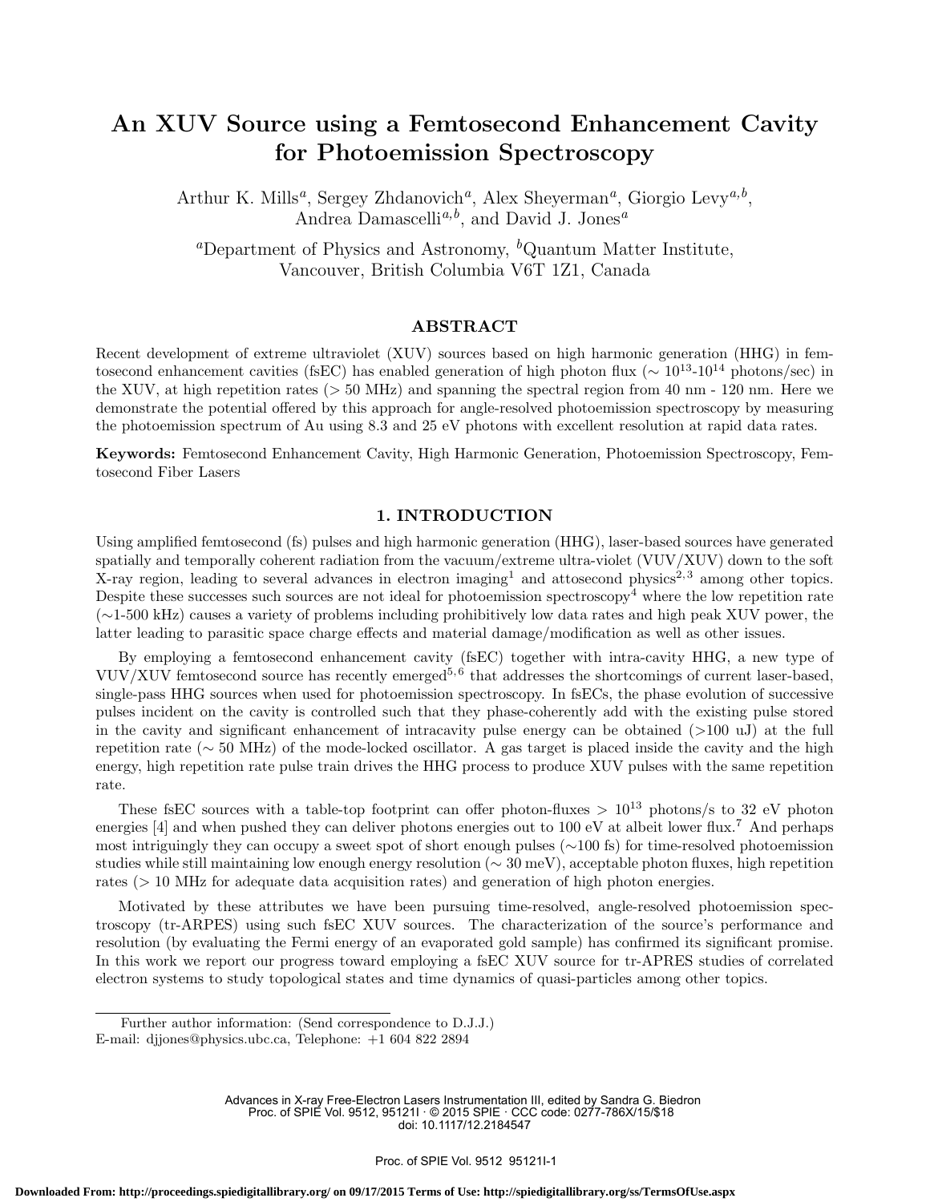# An XUV Source using a Femtosecond Enhancement Cavity for Photoemission Spectroscopy

Arthur K. Mills[a], Sergey Zhdanovich[a], Alex Sheyerman[a], Giorgio Levy[a,b], Andrea Damascelli[a,b], and David J. Jones[a]

[a]Department of Physics and Astronomy, [b]Quantum Matter Institute, Vancouver, British Columbia V6T 1Z1, Canada

## ABSTRACT

Recent development of extreme ultraviolet (XUV) sources based on high harmonic generation (HHG) in femtosecond enhancement cavities (fsEC) has enabled generation of high photon flux ($\sim 10^{13}$-$10^{14}$ photons/sec) in the XUV, at high repetition rates (> 50 MHz) and spanning the spectral region from 40 nm - 120 nm. Here we demonstrate the potential offered by this approach for angle-resolved photoemission spectroscopy by measuring the photoemission spectrum of Au using 8.3 and 25 eV photons with excellent resolution at rapid data rates.

**Keywords:** Femtosecond Enhancement Cavity, High Harmonic Generation, Photoemission Spectroscopy, Femtosecond Fiber Lasers

## 1. INTRODUCTION

Using amplified femtosecond (fs) pulses and high harmonic generation (HHG), laser-based sources have generated spatially and temporally coherent radiation from the vacuum/extreme ultra-violet (VUV/XUV) down to the soft X-ray region, leading to several advances in electron imaging[1] and attosecond physics[2,3] among other topics. Despite these successes such sources are not ideal for photoemission spectroscopy[4] where the low repetition rate (∼1-500 kHz) causes a variety of problems including prohibitively low data rates and high peak XUV power, the latter leading to parasitic space charge effects and material damage/modification as well as other issues.

By employing a femtosecond enhancement cavity (fsEC) together with intra-cavity HHG, a new type of VUV/XUV femtosecond source has recently emerged[5,6] that addresses the shortcomings of current laser-based, single-pass HHG sources when used for photoemission spectroscopy. In fsECs, the phase evolution of successive pulses incident on the cavity is controlled such that they phase-coherently add with the existing pulse stored in the cavity and significant enhancement of intracavity pulse energy can be obtained (>100 uJ) at the full repetition rate (∼ 50 MHz) of the mode-locked oscillator. A gas target is placed inside the cavity and the high energy, high repetition rate pulse train drives the HHG process to produce XUV pulses with the same repetition rate.

These fsEC sources with a table-top footprint can offer photon-fluxes > $10^{13}$ photons/s to 32 eV photon energies [4] and when pushed they can deliver photons energies out to 100 eV at albeit lower flux.[7] And perhaps most intriguingly they can occupy a sweet spot of short enough pulses (∼100 fs) for time-resolved photoemission studies while still maintaining low enough energy resolution (∼ 30 meV), acceptable photon fluxes, high repetition rates (> 10 MHz for adequate data acquisition rates) and generation of high photon energies.

Motivated by these attributes we have been pursuing time-resolved, angle-resolved photoemission spectroscopy (tr-ARPES) using such fsEC XUV sources. The characterization of the source's performance and resolution (by evaluating the Fermi energy of an evaporated gold sample) has confirmed its significant promise. In this work we report our progress toward employing a fsEC XUV source for tr-APRES studies of correlated electron systems to study topological states and time dynamics of quasi-particles among other topics.

Further author information: (Send correspondence to D.J.J.)
E-mail: djjones@physics.ubc.ca, Telephone: +1 604 822 2894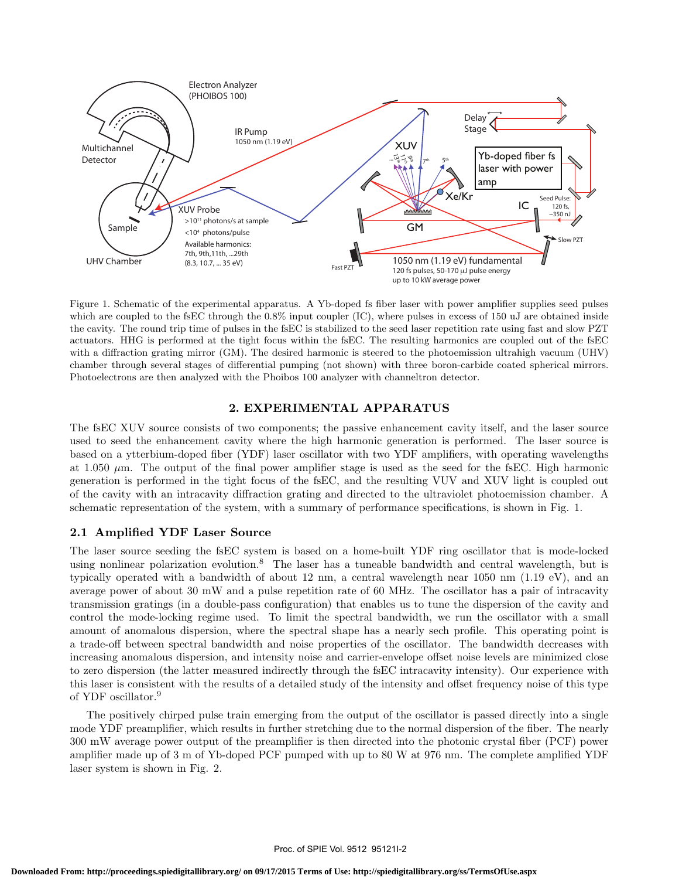Figure 1. Schematic of the experimental apparatus. A Yb-doped fs fiber laser with power amplifier supplies seed pulses which are coupled to the fsEC through the 0.8% input coupler (IC), where pulses in excess of 150 uJ are obtained inside the cavity. The round trip time of pulses in the fsEC is stabilized to the seed laser repetition rate using fast and slow PZT actuators. HHG is performed at the tight focus within the fsEC. The resulting harmonics are coupled out of the fsEC with a diffraction grating mirror (GM). The desired harmonic is steered to the photoemission ultrahigh vacuum (UHV) chamber through several stages of differential pumping (not shown) with three boron-carbide coated spherical mirrors. Photoelectrons are then analyzed with the Phoibos 100 analyzer with channeltron detector.

## 2. EXPERIMENTAL APPARATUS

The fsEC XUV source consists of two components; the passive enhancement cavity itself, and the laser source used to seed the enhancement cavity where the high harmonic generation is performed. The laser source is based on a ytterbium-doped fiber (YDF) laser oscillator with two YDF amplifiers, with operating wavelengths at 1.050 $\mu$m. The output of the final power amplifier stage is used as the seed for the fsEC. High harmonic generation is performed in the tight focus of the fsEC, and the resulting VUV and XUV light is coupled out of the cavity with an intracavity diffraction grating and directed to the ultraviolet photoemission chamber. A schematic representation of the system, with a summary of performance specifications, is shown in Fig. 1.

### 2.1 Amplified YDF Laser Source

The laser source seeding the fsEC system is based on a home-built YDF ring oscillator that is mode-locked using nonlinear polarization evolution.[8] The laser has a tuneable bandwidth and central wavelength, but is typically operated with a bandwidth of about 12 nm, a central wavelength near 1050 nm (1.19 eV), and an average power of about 30 mW and a pulse repetition rate of 60 MHz. The oscillator has a pair of intracavity transmission gratings (in a double-pass configuration) that enables us to tune the dispersion of the cavity and control the mode-locking regime used. To limit the spectral bandwidth, we run the oscillator with a small amount of anomalous dispersion, where the spectral shape has a nearly sech profile. This operating point is a trade-off between spectral bandwidth and noise properties of the oscillator. The bandwidth decreases with increasing anomalous dispersion, and intensity noise and carrier-envelope offset noise levels are minimized close to zero dispersion (the latter measured indirectly through the fsEC intracavity intensity). Our experience with this laser is consistent with the results of a detailed study of the intensity and offset frequency noise of this type of YDF oscillator.[9]

The positively chirped pulse train emerging from the output of the oscillator is passed directly into a single mode YDF preamplifier, which results in further stretching due to the normal dispersion of the fiber. The nearly 300 mW average power output of the preamplifier is then directed into the photonic crystal fiber (PCF) power amplifier made up of 3 m of Yb-doped PCF pumped with up to 80 W at 976 nm. The complete amplified YDF laser system is shown in Fig. 2.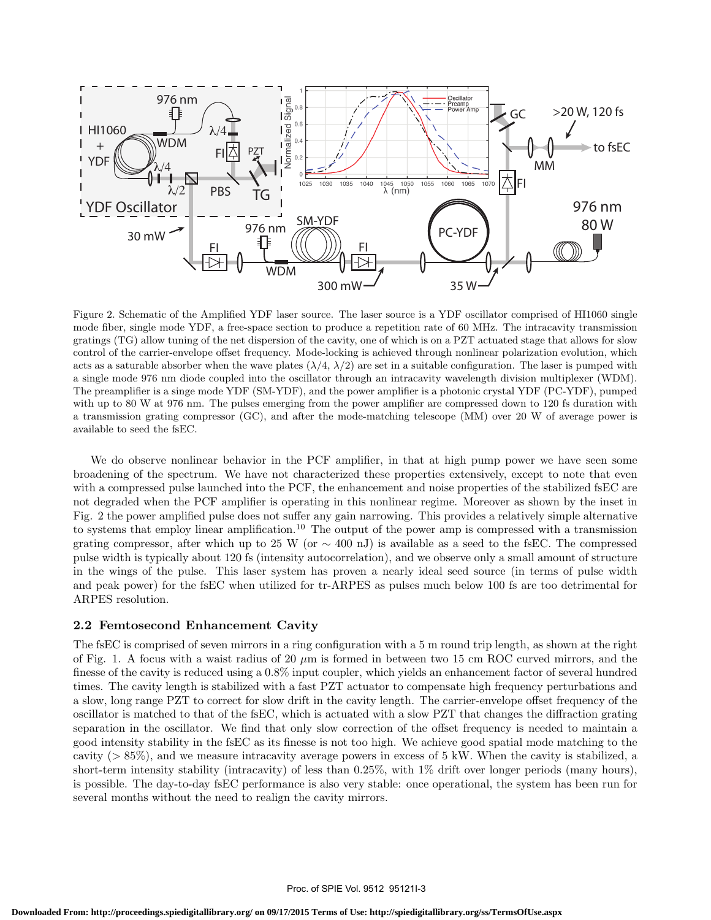Figure 2. Schematic of the Amplified YDF laser source. The laser source is a YDF oscillator comprised of HI1060 single mode fiber, single mode YDF, a free-space section to produce a repetition rate of 60 MHz. The intracavity transmission gratings (TG) allow tuning of the net dispersion of the cavity, one of which is on a PZT actuated stage that allows for slow control of the carrier-envelope offset frequency. Mode-locking is achieved through nonlinear polarization evolution, which acts as a saturable absorber when the wave plates ($\lambda/4$, $\lambda/2$) are set in a suitable configuration. The laser is pumped with a single mode 976 nm diode coupled into the oscillator through an intracavity wavelength division multiplexer (WDM). The preamplifier is a singe mode YDF (SM-YDF), and the power amplifier is a photonic crystal YDF (PC-YDF), pumped with up to 80 W at 976 nm. The pulses emerging from the power amplifier are compressed down to 120 fs duration with a transmission grating compressor (GC), and after the mode-matching telescope (MM) over 20 W of average power is available to seed the fsEC.

We do observe nonlinear behavior in the PCF amplifier, in that at high pump power we have seen some broadening of the spectrum. We have not characterized these properties extensively, except to note that even with a compressed pulse launched into the PCF, the enhancement and noise properties of the stabilized fsEC are not degraded when the PCF amplifier is operating in this nonlinear regime. Moreover as shown by the inset in Fig. 2 the power amplified pulse does not suffer any gain narrowing. This provides a relatively simple alternative to systems that employ linear amplification.[10] The output of the power amp is compressed with a transmission grating compressor, after which up to 25 W (or $\sim$ 400 nJ) is available as a seed to the fsEC. The compressed pulse width is typically about 120 fs (intensity autocorrelation), and we observe only a small amount of structure in the wings of the pulse. This laser system has proven a nearly ideal seed source (in terms of pulse width and peak power) for the fsEC when utilized for tr-ARPES as pulses much below 100 fs are too detrimental for ARPES resolution.

### 2.2 Femtosecond Enhancement Cavity

The fsEC is comprised of seven mirrors in a ring configuration with a 5 m round trip length, as shown at the right of Fig. 1. A focus with a waist radius of 20 $\mu$m is formed in between two 15 cm ROC curved mirrors, and the finesse of the cavity is reduced using a 0.8% input coupler, which yields an enhancement factor of several hundred times. The cavity length is stabilized with a fast PZT actuator to compensate high frequency perturbations and a slow, long range PZT to correct for slow drift in the cavity length. The carrier-envelope offset frequency of the oscillator is matched to that of the fsEC, which is actuated with a slow PZT that changes the diffraction grating separation in the oscillator. We find that only slow correction of the offset frequency is needed to maintain a good intensity stability in the fsEC as its finesse is not too high. We achieve good spatial mode matching to the cavity ($>$ 85%), and we measure intracavity average powers in excess of 5 kW. When the cavity is stabilized, a short-term intensity stability (intracavity) of less than 0.25%, with 1% drift over longer periods (many hours), is possible. The day-to-day fsEC performance is also very stable: once operational, the system has been run for several months without the need to realign the cavity mirrors.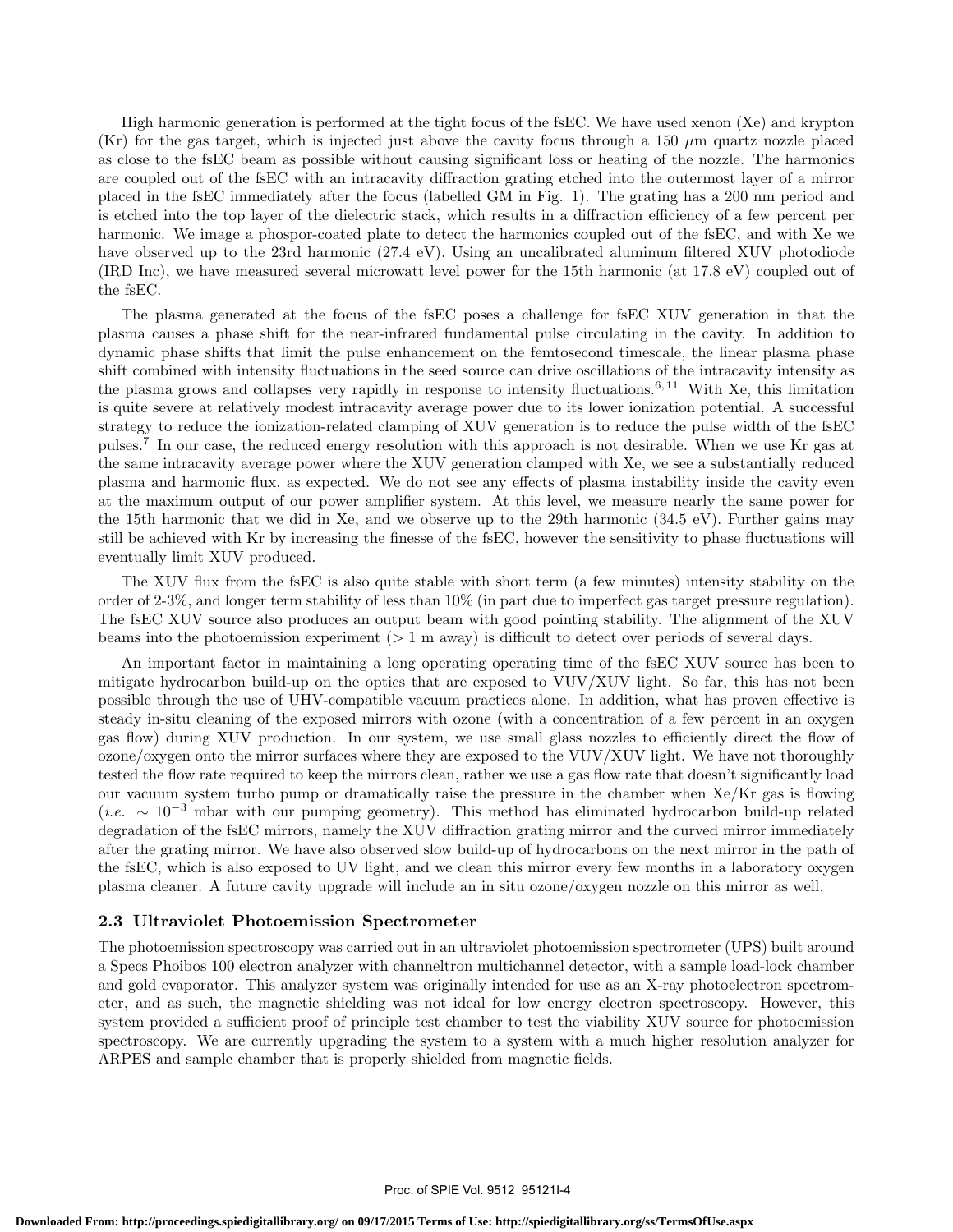High harmonic generation is performed at the tight focus of the fsEC. We have used xenon (Xe) and krypton (Kr) for the gas target, which is injected just above the cavity focus through a 150 $\mu$m quartz nozzle placed as close to the fsEC beam as possible without causing significant loss or heating of the nozzle. The harmonics are coupled out of the fsEC with an intracavity diffraction grating etched into the outermost layer of a mirror placed in the fsEC immediately after the focus (labelled GM in Fig. 1). The grating has a 200 nm period and is etched into the top layer of the dielectric stack, which results in a diffraction efficiency of a few percent per harmonic. We image a phospor-coated plate to detect the harmonics coupled out of the fsEC, and with Xe we have observed up to the 23rd harmonic (27.4 eV). Using an uncalibrated aluminum filtered XUV photodiode (IRD Inc), we have measured several microwatt level power for the 15th harmonic (at 17.8 eV) coupled out of the fsEC.

The plasma generated at the focus of the fsEC poses a challenge for fsEC XUV generation in that the plasma causes a phase shift for the near-infrared fundamental pulse circulating in the cavity. In addition to dynamic phase shifts that limit the pulse enhancement on the femtosecond timescale, the linear plasma phase shift combined with intensity fluctuations in the seed source can drive oscillations of the intracavity intensity as the plasma grows and collapses very rapidly in response to intensity fluctuations.[6,11] With Xe, this limitation is quite severe at relatively modest intracavity average power due to its lower ionization potential. A successful strategy to reduce the ionization-related clamping of XUV generation is to reduce the pulse width of the fsEC pulses.[7] In our case, the reduced energy resolution with this approach is not desirable. When we use Kr gas at the same intracavity average power where the XUV generation clamped with Xe, we see a substantially reduced plasma and harmonic flux, as expected. We do not see any effects of plasma instability inside the cavity even at the maximum output of our power amplifier system. At this level, we measure nearly the same power for the 15th harmonic that we did in Xe, and we observe up to the 29th harmonic (34.5 eV). Further gains may still be achieved with Kr by increasing the finesse of the fsEC, however the sensitivity to phase fluctuations will eventually limit XUV produced.

The XUV flux from the fsEC is also quite stable with short term (a few minutes) intensity stability on the order of 2-3%, and longer term stability of less than 10% (in part due to imperfect gas target pressure regulation). The fsEC XUV source also produces an output beam with good pointing stability. The alignment of the XUV beams into the photoemission experiment (> 1 m away) is difficult to detect over periods of several days.

An important factor in maintaining a long operating operating time of the fsEC XUV source has been to mitigate hydrocarbon build-up on the optics that are exposed to VUV/XUV light. So far, this has not been possible through the use of UHV-compatible vacuum practices alone. In addition, what has proven effective is steady in-situ cleaning of the exposed mirrors with ozone (with a concentration of a few percent in an oxygen gas flow) during XUV production. In our system, we use small glass nozzles to efficiently direct the flow of ozone/oxygen onto the mirror surfaces where they are exposed to the VUV/XUV light. We have not thoroughly tested the flow rate required to keep the mirrors clean, rather we use a gas flow rate that doesn't significantly load our vacuum system turbo pump or dramatically raise the pressure in the chamber when Xe/Kr gas is flowing (*i.e.* $\sim 10^{-3}$ mbar with our pumping geometry). This method has eliminated hydrocarbon build-up related degradation of the fsEC mirrors, namely the XUV diffraction grating mirror and the curved mirror immediately after the grating mirror. We have also observed slow build-up of hydrocarbons on the next mirror in the path of the fsEC, which is also exposed to UV light, and we clean this mirror every few months in a laboratory oxygen plasma cleaner. A future cavity upgrade will include an in situ ozone/oxygen nozzle on this mirror as well.

### 2.3 Ultraviolet Photoemission Spectrometer

The photoemission spectroscopy was carried out in an ultraviolet photoemission spectrometer (UPS) built around a Specs Phoibos 100 electron analyzer with channeltron multichannel detector, with a sample load-lock chamber and gold evaporator. This analyzer system was originally intended for use as an X-ray photoelectron spectrometer, and as such, the magnetic shielding was not ideal for low energy electron spectroscopy. However, this system provided a sufficient proof of principle test chamber to test the viability XUV source for photoemission spectroscopy. We are currently upgrading the system to a system with a much higher resolution analyzer for ARPES and sample chamber that is properly shielded from magnetic fields.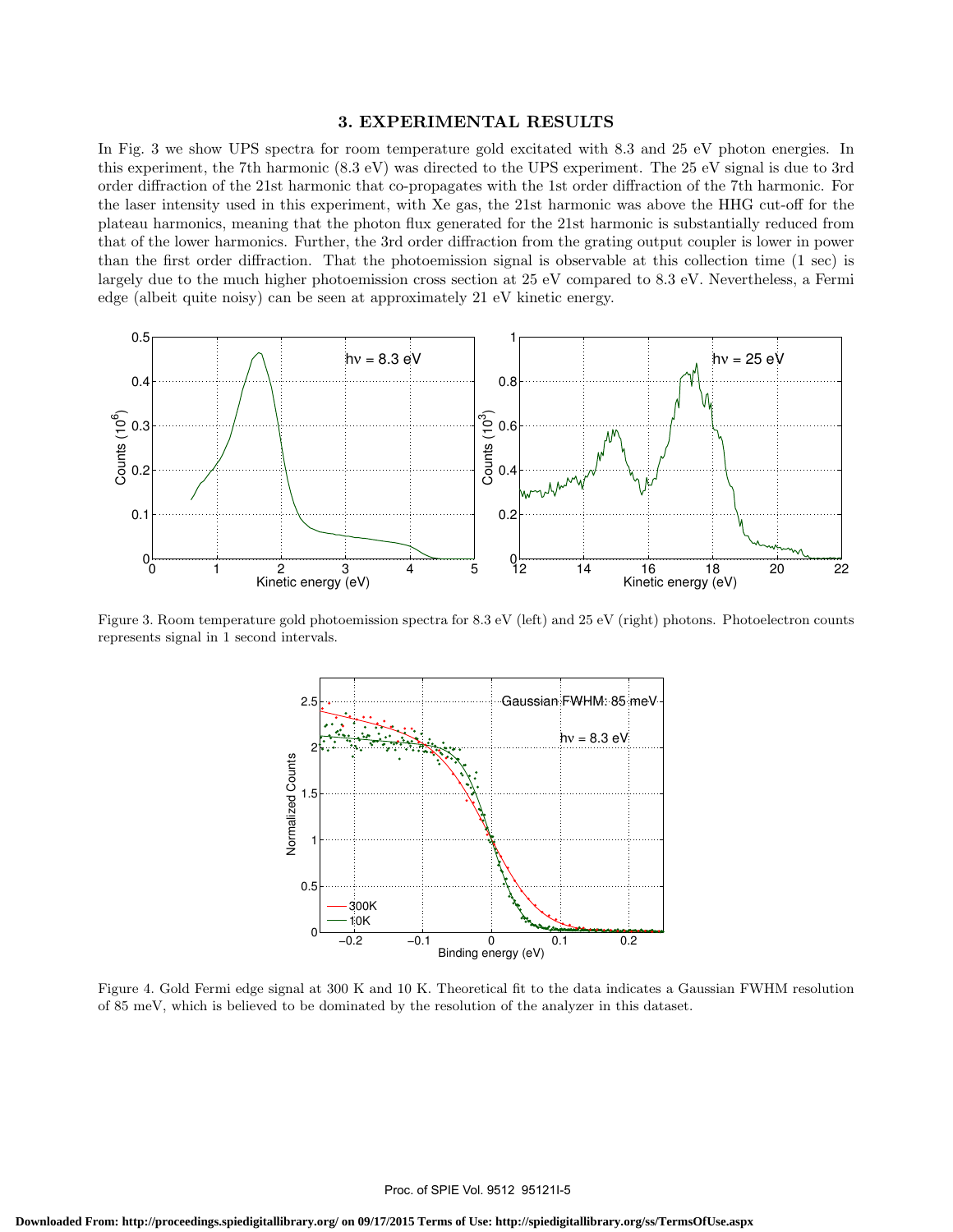## 3. EXPERIMENTAL RESULTS

In Fig. 3 we show UPS spectra for room temperature gold excited with 8.3 and 25 eV photon energies. In this experiment, the 7th harmonic (8.3 eV) was directed to the UPS experiment. The 25 eV signal is due to 3rd order diffraction of the 21st harmonic that co-propagates with the 1st order diffraction of the 7th harmonic. For the laser intensity used in this experiment, with Xe gas, the 21st harmonic was above the HHG cut-off for the plateau harmonics, meaning that the photon flux generated for the 21st harmonic is substantially reduced from that of the lower harmonics. Further, the 3rd order diffraction from the grating output coupler is lower in power than the first order diffraction. That the photoemission signal is observable at this collection time (1 sec) is largely due to the much higher photoemission cross section at 25 eV compared to 8.3 eV. Nevertheless, a Fermi edge (albeit quite noisy) can be seen at approximately 21 eV kinetic energy.

Figure 3. Room temperature gold photoemission spectra for 8.3 eV (left) and 25 eV (right) photons. Photoelectron counts represents signal in 1 second intervals.

Figure 4. Gold Fermi edge signal at 300 K and 10 K. Theoretical fit to the data indicates a Gaussian FWHM resolution of 85 meV, which is believed to be dominated by the resolution of the analyzer in this dataset.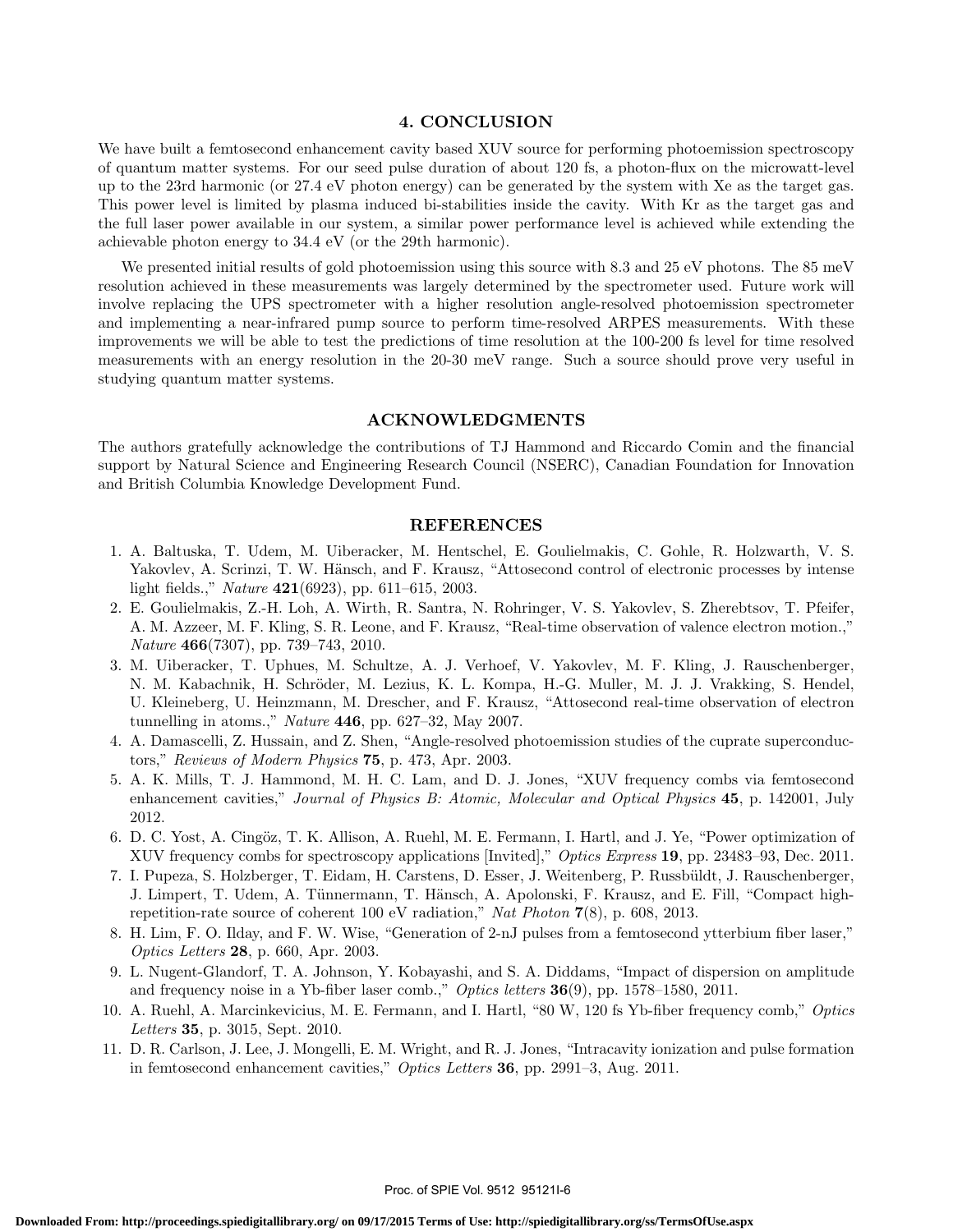## 4. CONCLUSION

We have built a femtosecond enhancement cavity based XUV source for performing photoemission spectroscopy of quantum matter systems. For our seed pulse duration of about 120 fs, a photon-flux on the microwatt-level up to the 23rd harmonic (or 27.4 eV photon energy) can be generated by the system with Xe as the target gas. This power level is limited by plasma induced bi-stabilities inside the cavity. With Kr as the target gas and the full laser power available in our system, a similar power performance level is achieved while extending the achievable photon energy to 34.4 eV (or the 29th harmonic).

We presented initial results of gold photoemission using this source with 8.3 and 25 eV photons. The 85 meV resolution achieved in these measurements was largely determined by the spectrometer used. Future work will involve replacing the UPS spectrometer with a higher resolution angle-resolved photoemission spectrometer and implementing a near-infrared pump source to perform time-resolved ARPES measurements. With these improvements we will be able to test the predictions of time resolution at the 100-200 fs level for time resolved measurements with an energy resolution in the 20-30 meV range. Such a source should prove very useful in studying quantum matter systems.

## ACKNOWLEDGMENTS

The authors gratefully acknowledge the contributions of TJ Hammond and Riccardo Comin and the financial support by Natural Science and Engineering Research Council (NSERC), Canadian Foundation for Innovation and British Columbia Knowledge Development Fund.

## REFERENCES

1. A. Baltuska, T. Udem, M. Uiberacker, M. Hentschel, E. Goulielmakis, C. Gohle, R. Holzwarth, V. S. Yakovlev, A. Scrinzi, T. W. Hänsch, and F. Krausz, "Attosecond control of electronic processes by intense light fields.," *Nature* **421**(6923), pp. 611–615, 2003.
2. E. Goulielmakis, Z.-H. Loh, A. Wirth, R. Santra, N. Rohringer, V. S. Yakovlev, S. Zherebtsov, T. Pfeifer, A. M. Azzeer, M. F. Kling, S. R. Leone, and F. Krausz, "Real-time observation of valence electron motion.," *Nature* **466**(7307), pp. 739–743, 2010.
3. M. Uiberacker, T. Uphues, M. Schultze, A. J. Verhoef, V. Yakovlev, M. F. Kling, J. Rauschenberger, N. M. Kabachnik, H. Schröder, M. Lezius, K. L. Kompa, H.-G. Muller, M. J. J. Vrakking, S. Hendel, U. Kleineberg, U. Heinzmann, M. Drescher, and F. Krausz, "Attosecond real-time observation of electron tunnelling in atoms.," *Nature* **446**, pp. 627–32, May 2007.
4. A. Damascelli, Z. Hussain, and Z. Shen, "Angle-resolved photoemission studies of the cuprate superconductors," *Reviews of Modern Physics* **75**, p. 473, Apr. 2003.
5. A. K. Mills, T. J. Hammond, M. H. C. Lam, and D. J. Jones, "XUV frequency combs via femtosecond enhancement cavities," *Journal of Physics B: Atomic, Molecular and Optical Physics* **45**, p. 142001, July 2012.
6. D. C. Yost, A. Cingöz, T. K. Allison, A. Ruehl, M. E. Fermann, I. Hartl, and J. Ye, "Power optimization of XUV frequency combs for spectroscopy applications [Invited]," *Optics Express* **19**, pp. 23483–93, Dec. 2011.
7. I. Pupeza, S. Holzberger, T. Eidam, H. Carstens, D. Esser, J. Weitenberg, P. Russbüldt, J. Rauschenberger, J. Limpert, T. Udem, A. Tünnermann, T. Hänsch, A. Apolonski, F. Krausz, and E. Fill, "Compact high-repetition-rate source of coherent 100 eV radiation," *Nat Photon* **7**(8), p. 608, 2013.
8. H. Lim, F. O. Ilday, and F. W. Wise, "Generation of 2-nJ pulses from a femtosecond ytterbium fiber laser," *Optics Letters* **28**, p. 660, Apr. 2003.
9. L. Nugent-Glandorf, T. A. Johnson, Y. Kobayashi, and S. A. Diddams, "Impact of dispersion on amplitude and frequency noise in a Yb-fiber laser comb.," *Optics letters* **36**(9), pp. 1578–1580, 2011.
10. A. Ruehl, A. Marcinkevicius, M. E. Fermann, and I. Hartl, "80 W, 120 fs Yb-fiber frequency comb," *Optics Letters* **35**, p. 3015, Sept. 2010.
11. D. R. Carlson, J. Lee, J. Mongelli, E. M. Wright, and R. J. Jones, "Intracavity ionization and pulse formation in femtosecond enhancement cavities," *Optics Letters* **36**, pp. 2991–3, Aug. 2011.